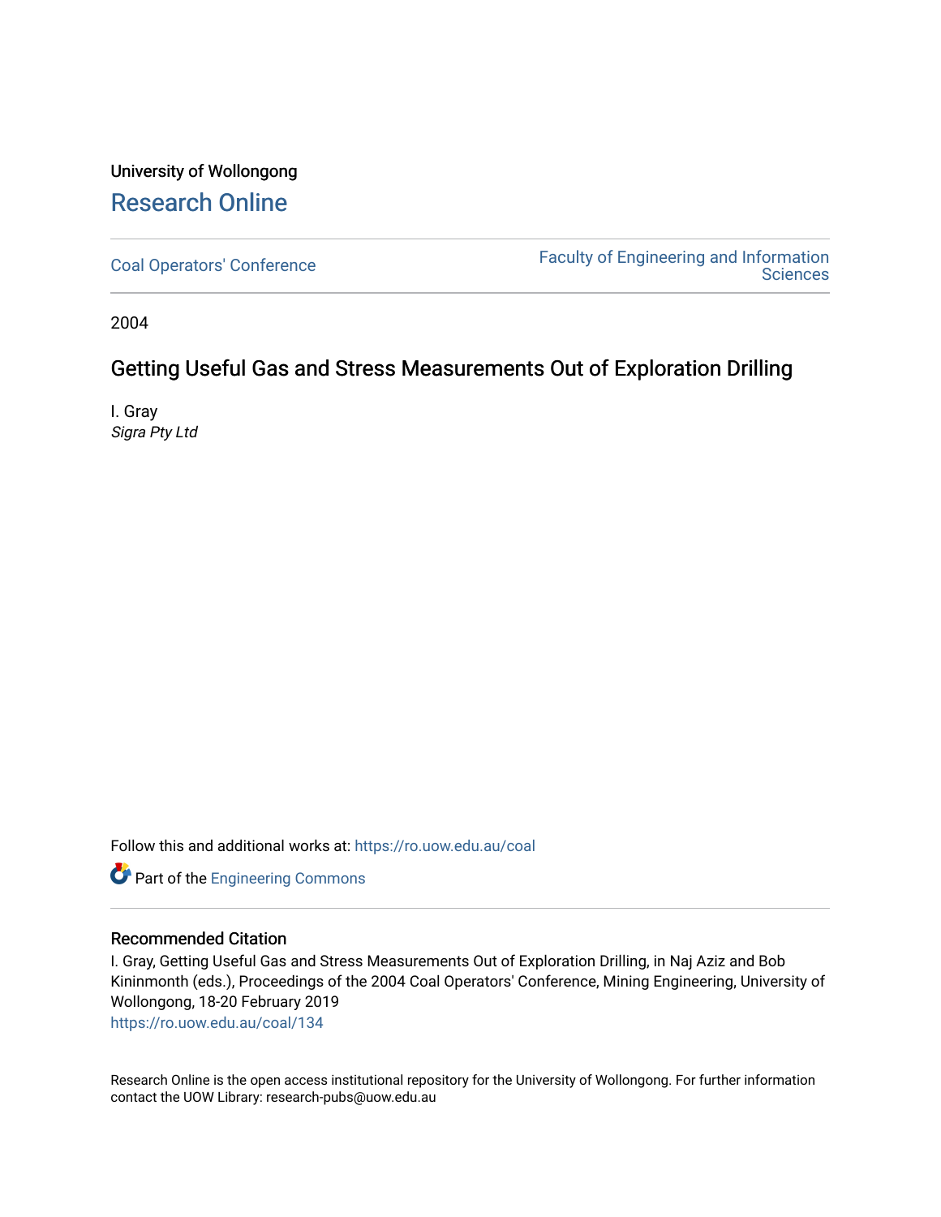University of Wollongong

# Research Online

Coal Operators' Conference

Faculty of Engineering and Information Sciences

2004

## Getting Useful Gas and Stress Measurements Out of Exploration Drilling

I. Gray
*Sigra Pty Ltd*

Follow this and additional works at: https://ro.uow.edu.au/coal

Part of the Engineering Commons

### Recommended Citation

I. Gray, Getting Useful Gas and Stress Measurements Out of Exploration Drilling, in Naj Aziz and Bob Kininmonth (eds.), Proceedings of the 2004 Coal Operators' Conference, Mining Engineering, University of Wollongong, 18-20 February 2019
https://ro.uow.edu.au/coal/134

Research Online is the open access institutional repository for the University of Wollongong. For further information contact the UOW Library: research-pubs@uow.edu.au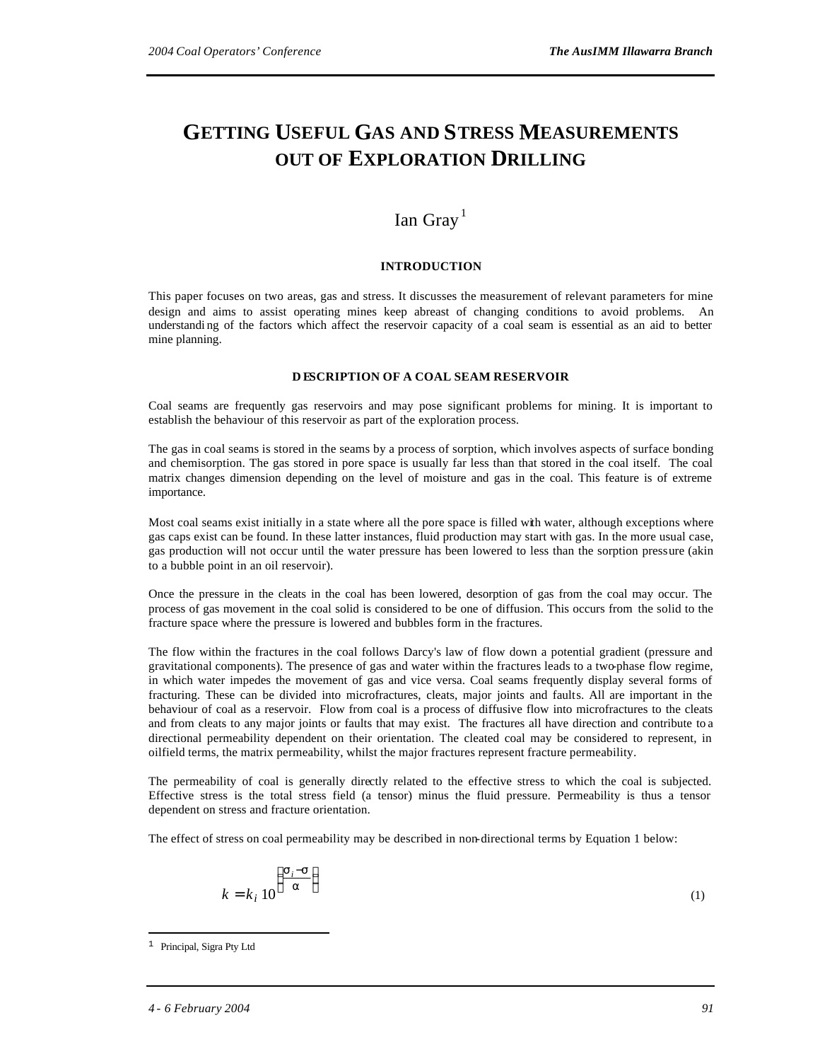# GETTING USEFUL GAS AND STRESS MEASUREMENTS OUT OF EXPLORATION DRILLING

Ian Gray[1]

## INTRODUCTION

This paper focuses on two areas, gas and stress. It discusses the measurement of relevant parameters for mine design and aims to assist operating mines keep abreast of changing conditions to avoid problems. An understanding of the factors which affect the reservoir capacity of a coal seam is essential as an aid to better mine planning.

## DESCRIPTION OF A COAL SEAM RESERVOIR

Coal seams are frequently gas reservoirs and may pose significant problems for mining. It is important to establish the behaviour of this reservoir as part of the exploration process.

The gas in coal seams is stored in the seams by a process of sorption, which involves aspects of surface bonding and chemisorption. The gas stored in pore space is usually far less than that stored in the coal itself. The coal matrix changes dimension depending on the level of moisture and gas in the coal. This feature is of extreme importance.

Most coal seams exist initially in a state where all the pore space is filled with water, although exceptions where gas caps exist can be found. In these latter instances, fluid production may start with gas. In the more usual case, gas production will not occur until the water pressure has been lowered to less than the sorption pressure (akin to a bubble point in an oil reservoir).

Once the pressure in the cleats in the coal has been lowered, desorption of gas from the coal may occur. The process of gas movement in the coal solid is considered to be one of diffusion. This occurs from the solid to the fracture space where the pressure is lowered and bubbles form in the fractures.

The flow within the fractures in the coal follows Darcy's law of flow down a potential gradient (pressure and gravitational components). The presence of gas and water within the fractures leads to a two-phase flow regime, in which water impedes the movement of gas and vice versa. Coal seams frequently display several forms of fracturing. These can be divided into microfractures, cleats, major joints and faults. All are important in the behaviour of coal as a reservoir. Flow from coal is a process of diffusive flow into microfractures to the cleats and from cleats to any major joints or faults that may exist. The fractures all have direction and contribute to a directional permeability dependent on their orientation. The cleated coal may be considered to represent, in oilfield terms, the matrix permeability, whilst the major fractures represent fracture permeability.

The permeability of coal is generally directly related to the effective stress to which the coal is subjected. Effective stress is the total stress field (a tensor) minus the fluid pressure. Permeability is thus a tensor dependent on stress and fracture orientation.

The effect of stress on coal permeability may be described in non-directional terms by Equation 1 below:

$$k = k_i \, 10^{\left(\frac{\sigma_i - \sigma}{\alpha}\right)} \tag{1}$$

[1] Principal, Sigra Pty Ltd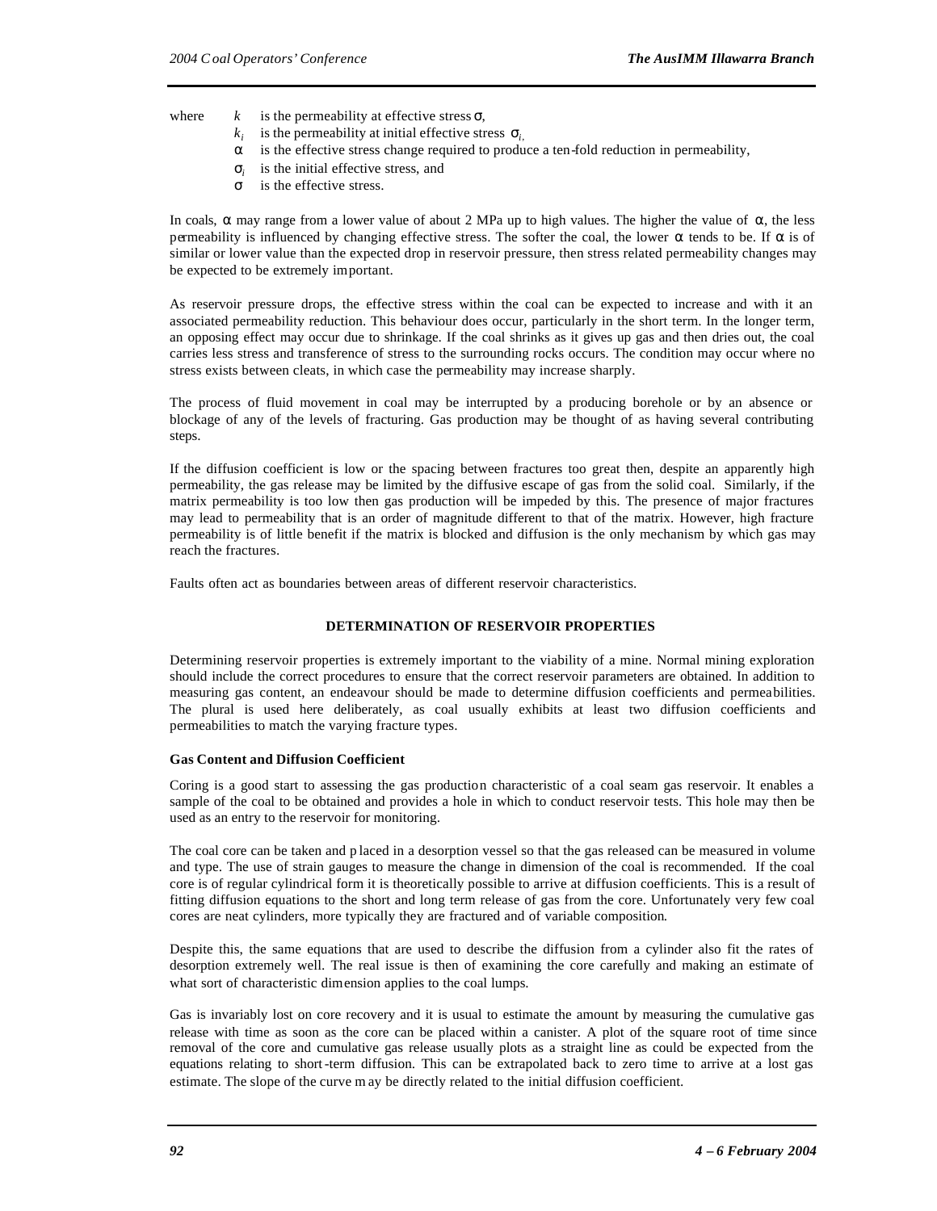where $k$ is the permeability at effective stress $\sigma$,

$k_i$ is the permeability at initial effective stress $\sigma_i$,

$\alpha$ is the effective stress change required to produce a ten-fold reduction in permeability,

$\sigma_i$ is the initial effective stress, and

$\sigma$ is the effective stress.

In coals, $\alpha$ may range from a lower value of about 2 MPa up to high values. The higher the value of $\alpha$, the less permeability is influenced by changing effective stress. The softer the coal, the lower $\alpha$ tends to be. If $\alpha$ is of similar or lower value than the expected drop in reservoir pressure, then stress related permeability changes may be expected to be extremely important.

As reservoir pressure drops, the effective stress within the coal can be expected to increase and with it an associated permeability reduction. This behaviour does occur, particularly in the short term. In the longer term, an opposing effect may occur due to shrinkage. If the coal shrinks as it gives up gas and then dries out, the coal carries less stress and transference of stress to the surrounding rocks occurs. The condition may occur where no stress exists between cleats, in which case the permeability may increase sharply.

The process of fluid movement in coal may be interrupted by a producing borehole or by an absence or blockage of any of the levels of fracturing. Gas production may be thought of as having several contributing steps.

If the diffusion coefficient is low or the spacing between fractures too great then, despite an apparently high permeability, the gas release may be limited by the diffusive escape of gas from the solid coal. Similarly, if the matrix permeability is too low then gas production will be impeded by this. The presence of major fractures may lead to permeability that is an order of magnitude different to that of the matrix. However, high fracture permeability is of little benefit if the matrix is blocked and diffusion is the only mechanism by which gas may reach the fractures.

Faults often act as boundaries between areas of different reservoir characteristics.

## DETERMINATION OF RESERVOIR PROPERTIES

Determining reservoir properties is extremely important to the viability of a mine. Normal mining exploration should include the correct procedures to ensure that the correct reservoir parameters are obtained. In addition to measuring gas content, an endeavour should be made to determine diffusion coefficients and permeabilities. The plural is used here deliberately, as coal usually exhibits at least two diffusion coefficients and permeabilities to match the varying fracture types.

### Gas Content and Diffusion Coefficient

Coring is a good start to assessing the gas production characteristic of a coal seam gas reservoir. It enables a sample of the coal to be obtained and provides a hole in which to conduct reservoir tests. This hole may then be used as an entry to the reservoir for monitoring.

The coal core can be taken and placed in a desorption vessel so that the gas released can be measured in volume and type. The use of strain gauges to measure the change in dimension of the coal is recommended. If the coal core is of regular cylindrical form it is theoretically possible to arrive at diffusion coefficients. This is a result of fitting diffusion equations to the short and long term release of gas from the core. Unfortunately very few coal cores are neat cylinders, more typically they are fractured and of variable composition.

Despite this, the same equations that are used to describe the diffusion from a cylinder also fit the rates of desorption extremely well. The real issue is then of examining the core carefully and making an estimate of what sort of characteristic dimension applies to the coal lumps.

Gas is invariably lost on core recovery and it is usual to estimate the amount by measuring the cumulative gas release with time as soon as the core can be placed within a canister. A plot of the square root of time since removal of the core and cumulative gas release usually plots as a straight line as could be expected from the equations relating to short-term diffusion. This can be extrapolated back to zero time to arrive at a lost gas estimate. The slope of the curve may be directly related to the initial diffusion coefficient.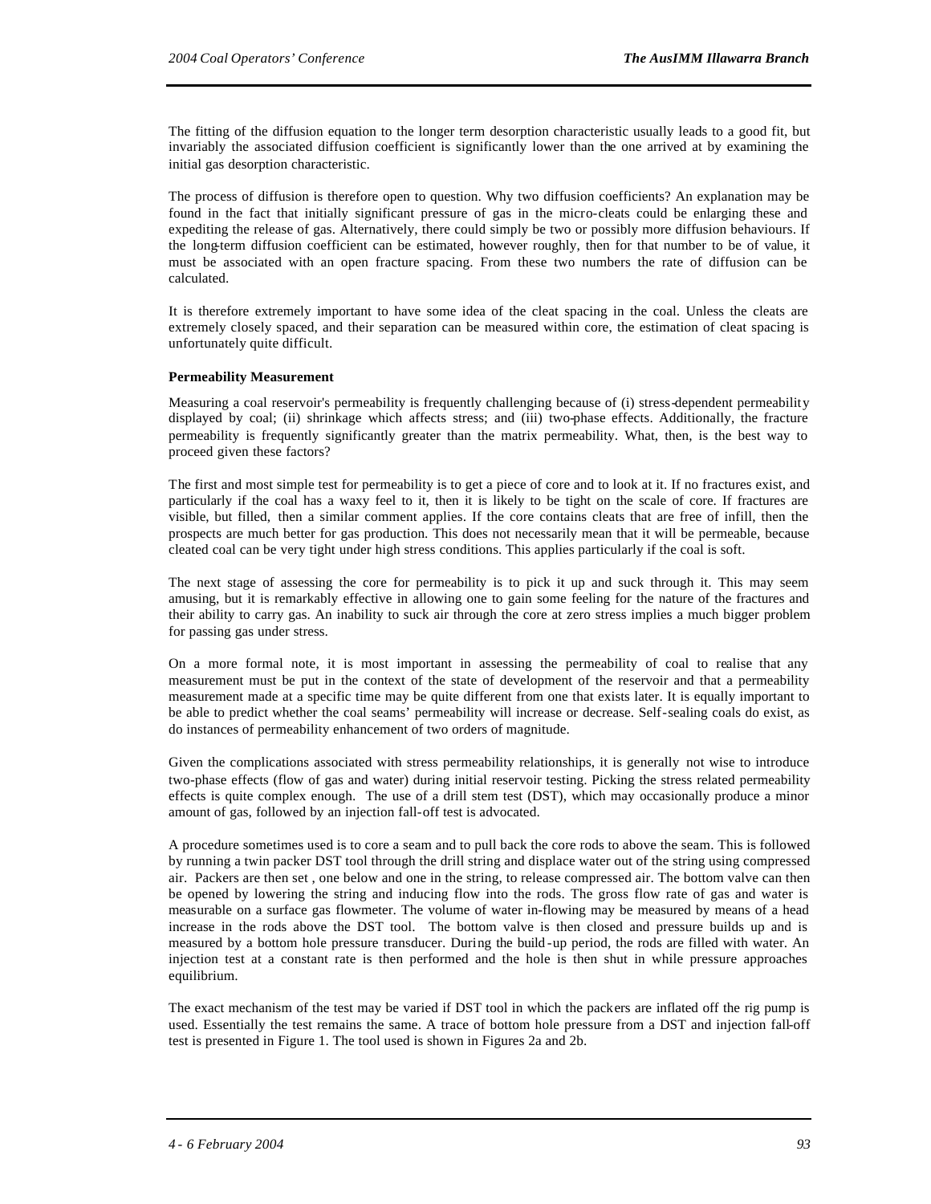The fitting of the diffusion equation to the longer term desorption characteristic usually leads to a good fit, but invariably the associated diffusion coefficient is significantly lower than the one arrived at by examining the initial gas desorption characteristic.

The process of diffusion is therefore open to question. Why two diffusion coefficients? An explanation may be found in the fact that initially significant pressure of gas in the micro-cleats could be enlarging these and expediting the release of gas. Alternatively, there could simply be two or possibly more diffusion behaviours. If the long-term diffusion coefficient can be estimated, however roughly, then for that number to be of value, it must be associated with an open fracture spacing. From these two numbers the rate of diffusion can be calculated.

It is therefore extremely important to have some idea of the cleat spacing in the coal. Unless the cleats are extremely closely spaced, and their separation can be measured within core, the estimation of cleat spacing is unfortunately quite difficult.

**Permeability Measurement**

Measuring a coal reservoir's permeability is frequently challenging because of (i) stress-dependent permeability displayed by coal; (ii) shrinkage which affects stress; and (iii) two-phase effects. Additionally, the fracture permeability is frequently significantly greater than the matrix permeability. What, then, is the best way to proceed given these factors?

The first and most simple test for permeability is to get a piece of core and to look at it. If no fractures exist, and particularly if the coal has a waxy feel to it, then it is likely to be tight on the scale of core. If fractures are visible, but filled, then a similar comment applies. If the core contains cleats that are free of infill, then the prospects are much better for gas production. This does not necessarily mean that it will be permeable, because cleated coal can be very tight under high stress conditions. This applies particularly if the coal is soft.

The next stage of assessing the core for permeability is to pick it up and suck through it. This may seem amusing, but it is remarkably effective in allowing one to gain some feeling for the nature of the fractures and their ability to carry gas. An inability to suck air through the core at zero stress implies a much bigger problem for passing gas under stress.

On a more formal note, it is most important in assessing the permeability of coal to realise that any measurement must be put in the context of the state of development of the reservoir and that a permeability measurement made at a specific time may be quite different from one that exists later. It is equally important to be able to predict whether the coal seams' permeability will increase or decrease. Self-sealing coals do exist, as do instances of permeability enhancement of two orders of magnitude.

Given the complications associated with stress permeability relationships, it is generally not wise to introduce two-phase effects (flow of gas and water) during initial reservoir testing. Picking the stress related permeability effects is quite complex enough. The use of a drill stem test (DST), which may occasionally produce a minor amount of gas, followed by an injection fall-off test is advocated.

A procedure sometimes used is to core a seam and to pull back the core rods to above the seam. This is followed by running a twin packer DST tool through the drill string and displace water out of the string using compressed air. Packers are then set , one below and one in the string, to release compressed air. The bottom valve can then be opened by lowering the string and inducing flow into the rods. The gross flow rate of gas and water is measurable on a surface gas flowmeter. The volume of water in-flowing may be measured by means of a head increase in the rods above the DST tool. The bottom valve is then closed and pressure builds up and is measured by a bottom hole pressure transducer. During the build-up period, the rods are filled with water. An injection test at a constant rate is then performed and the hole is then shut in while pressure approaches equilibrium.

The exact mechanism of the test may be varied if DST tool in which the packers are inflated off the rig pump is used. Essentially the test remains the same. A trace of bottom hole pressure from a DST and injection fall-off test is presented in Figure 1. The tool used is shown in Figures 2a and 2b.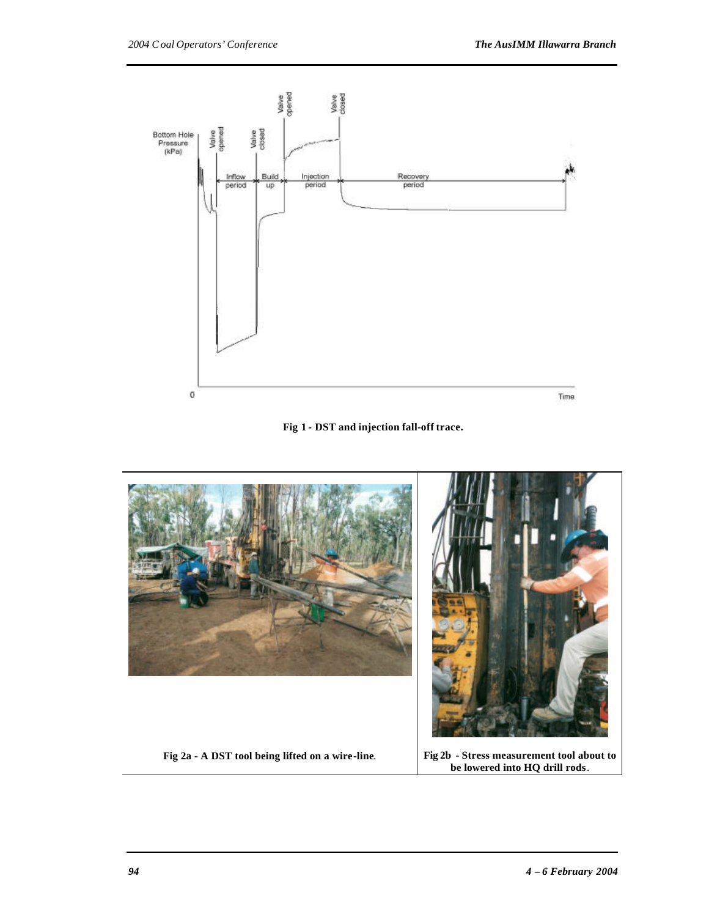Fig 1 - DST and injection fall-off trace.

Fig 2a - A DST tool being lifted on a wire-line.

Fig 2b - Stress measurement tool about to be lowered into HQ drill rods.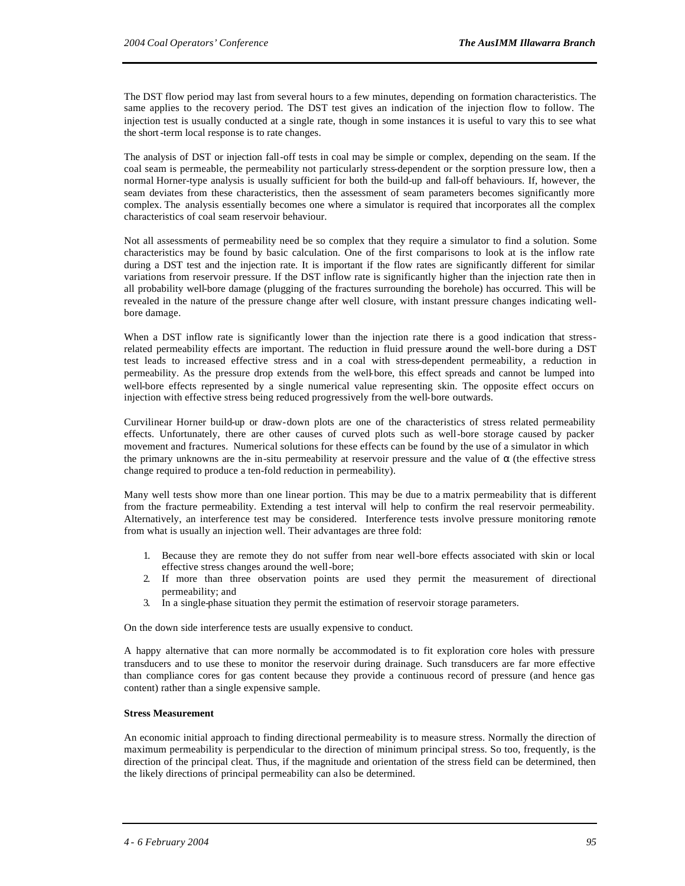The DST flow period may last from several hours to a few minutes, depending on formation characteristics. The same applies to the recovery period. The DST test gives an indication of the injection flow to follow. The injection test is usually conducted at a single rate, though in some instances it is useful to vary this to see what the short-term local response is to rate changes.

The analysis of DST or injection fall-off tests in coal may be simple or complex, depending on the seam. If the coal seam is permeable, the permeability not particularly stress-dependent or the sorption pressure low, then a normal Horner-type analysis is usually sufficient for both the build-up and fall-off behaviours. If, however, the seam deviates from these characteristics, then the assessment of seam parameters becomes significantly more complex. The analysis essentially becomes one where a simulator is required that incorporates all the complex characteristics of coal seam reservoir behaviour.

Not all assessments of permeability need be so complex that they require a simulator to find a solution. Some characteristics may be found by basic calculation. One of the first comparisons to look at is the inflow rate during a DST test and the injection rate. It is important if the flow rates are significantly different for similar variations from reservoir pressure. If the DST inflow rate is significantly higher than the injection rate then in all probability well-bore damage (plugging of the fractures surrounding the borehole) has occurred. This will be revealed in the nature of the pressure change after well closure, with instant pressure changes indicating well-bore damage.

When a DST inflow rate is significantly lower than the injection rate there is a good indication that stress-related permeability effects are important. The reduction in fluid pressure around the well-bore during a DST test leads to increased effective stress and in a coal with stress-dependent permeability, a reduction in permeability. As the pressure drop extends from the well-bore, this effect spreads and cannot be lumped into well-bore effects represented by a single numerical value representing skin. The opposite effect occurs on injection with effective stress being reduced progressively from the well-bore outwards.

Curvilinear Horner build-up or draw-down plots are one of the characteristics of stress related permeability effects. Unfortunately, there are other causes of curved plots such as well-bore storage caused by packer movement and fractures. Numerical solutions for these effects can be found by the use of a simulator in which the primary unknowns are the in-situ permeability at reservoir pressure and the value of $\alpha$ (the effective stress change required to produce a ten-fold reduction in permeability).

Many well tests show more than one linear portion. This may be due to a matrix permeability that is different from the fracture permeability. Extending a test interval will help to confirm the real reservoir permeability. Alternatively, an interference test may be considered. Interference tests involve pressure monitoring remote from what is usually an injection well. Their advantages are three fold:

1. Because they are remote they do not suffer from near well-bore effects associated with skin or local effective stress changes around the well-bore;
2. If more than three observation points are used they permit the measurement of directional permeability; and
3. In a single-phase situation they permit the estimation of reservoir storage parameters.

On the down side interference tests are usually expensive to conduct.

A happy alternative that can more normally be accommodated is to fit exploration core holes with pressure transducers and to use these to monitor the reservoir during drainage. Such transducers are far more effective than compliance cores for gas content because they provide a continuous record of pressure (and hence gas content) rather than a single expensive sample.

**Stress Measurement**

An economic initial approach to finding directional permeability is to measure stress. Normally the direction of maximum permeability is perpendicular to the direction of minimum principal stress. So too, frequently, is the direction of the principal cleat. Thus, if the magnitude and orientation of the stress field can be determined, then the likely directions of principal permeability can also be determined.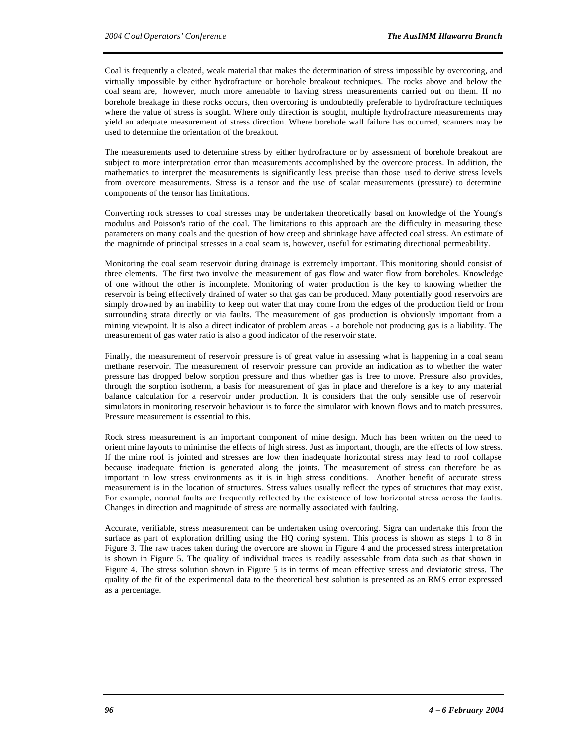Coal is frequently a cleated, weak material that makes the determination of stress impossible by overcoring, and virtually impossible by either hydrofracture or borehole breakout techniques. The rocks above and below the coal seam are, however, much more amenable to having stress measurements carried out on them. If no borehole breakage in these rocks occurs, then overcoring is undoubtedly preferable to hydrofracture techniques where the value of stress is sought. Where only direction is sought, multiple hydrofracture measurements may yield an adequate measurement of stress direction. Where borehole wall failure has occurred, scanners may be used to determine the orientation of the breakout.

The measurements used to determine stress by either hydrofracture or by assessment of borehole breakout are subject to more interpretation error than measurements accomplished by the overcore process. In addition, the mathematics to interpret the measurements is significantly less precise than those used to derive stress levels from overcore measurements. Stress is a tensor and the use of scalar measurements (pressure) to determine components of the tensor has limitations.

Converting rock stresses to coal stresses may be undertaken theoretically based on knowledge of the Young's modulus and Poisson's ratio of the coal. The limitations to this approach are the difficulty in measuring these parameters on many coals and the question of how creep and shrinkage have affected coal stress. An estimate of the magnitude of principal stresses in a coal seam is, however, useful for estimating directional permeability.

Monitoring the coal seam reservoir during drainage is extremely important. This monitoring should consist of three elements. The first two involve the measurement of gas flow and water flow from boreholes. Knowledge of one without the other is incomplete. Monitoring of water production is the key to knowing whether the reservoir is being effectively drained of water so that gas can be produced. Many potentially good reservoirs are simply drowned by an inability to keep out water that may come from the edges of the production field or from surrounding strata directly or via faults. The measurement of gas production is obviously important from a mining viewpoint. It is also a direct indicator of problem areas - a borehole not producing gas is a liability. The measurement of gas water ratio is also a good indicator of the reservoir state.

Finally, the measurement of reservoir pressure is of great value in assessing what is happening in a coal seam methane reservoir. The measurement of reservoir pressure can provide an indication as to whether the water pressure has dropped below sorption pressure and thus whether gas is free to move. Pressure also provides, through the sorption isotherm, a basis for measurement of gas in place and therefore is a key to any material balance calculation for a reservoir under production. It is considers that the only sensible use of reservoir simulators in monitoring reservoir behaviour is to force the simulator with known flows and to match pressures. Pressure measurement is essential to this.

Rock stress measurement is an important component of mine design. Much has been written on the need to orient mine layouts to minimise the effects of high stress. Just as important, though, are the effects of low stress. If the mine roof is jointed and stresses are low then inadequate horizontal stress may lead to roof collapse because inadequate friction is generated along the joints. The measurement of stress can therefore be as important in low stress environments as it is in high stress conditions. Another benefit of accurate stress measurement is in the location of structures. Stress values usually reflect the types of structures that may exist. For example, normal faults are frequently reflected by the existence of low horizontal stress across the faults. Changes in direction and magnitude of stress are normally associated with faulting.

Accurate, verifiable, stress measurement can be undertaken using overcoring. Sigra can undertake this from the surface as part of exploration drilling using the HQ coring system. This process is shown as steps 1 to 8 in Figure 3. The raw traces taken during the overcore are shown in Figure 4 and the processed stress interpretation is shown in Figure 5. The quality of individual traces is readily assessable from data such as that shown in Figure 4. The stress solution shown in Figure 5 is in terms of mean effective stress and deviatoric stress. The quality of the fit of the experimental data to the theoretical best solution is presented as an RMS error expressed as a percentage.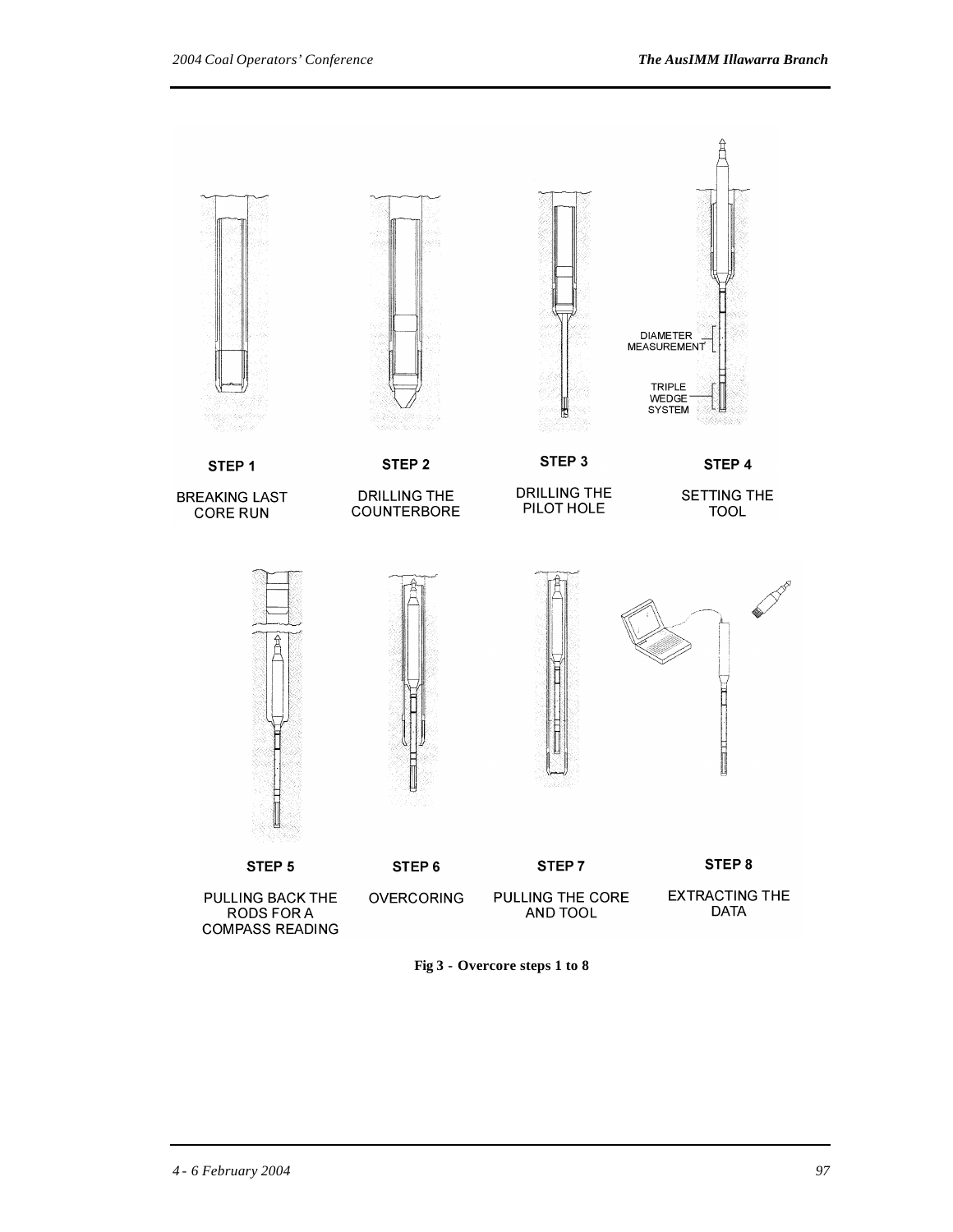STEP 1 — BREAKING LAST CORE RUN

STEP 2 — DRILLING THE COUNTERBORE

STEP 3 — DRILLING THE PILOT HOLE

STEP 4 — SETTING THE TOOL (DIAMETER MEASUREMENT; TRIPLE WEDGE SYSTEM)

STEP 5 — PULLING BACK THE RODS FOR A COMPASS READING

STEP 6 — OVERCORING

STEP 7 — PULLING THE CORE AND TOOL

STEP 8 — EXTRACTING THE DATA

**Fig 3 - Overcore steps 1 to 8**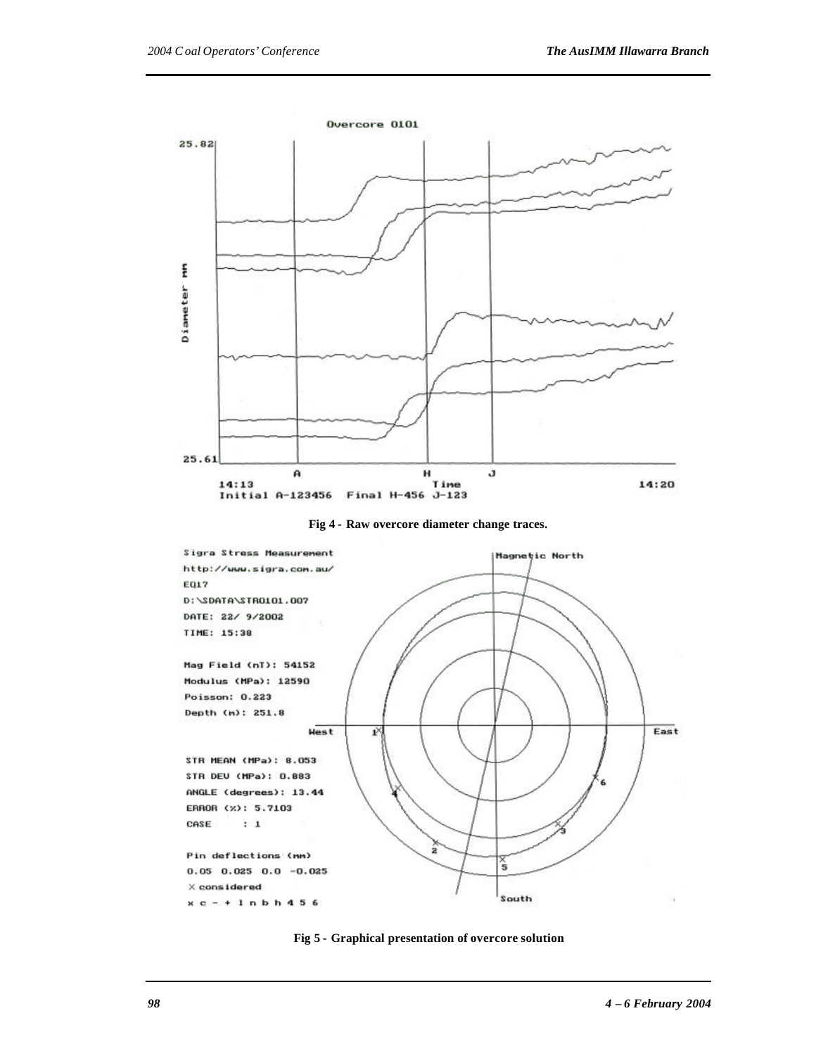Fig 4 - Raw overcore diameter change traces.

Fig 5 - Graphical presentation of overcore solution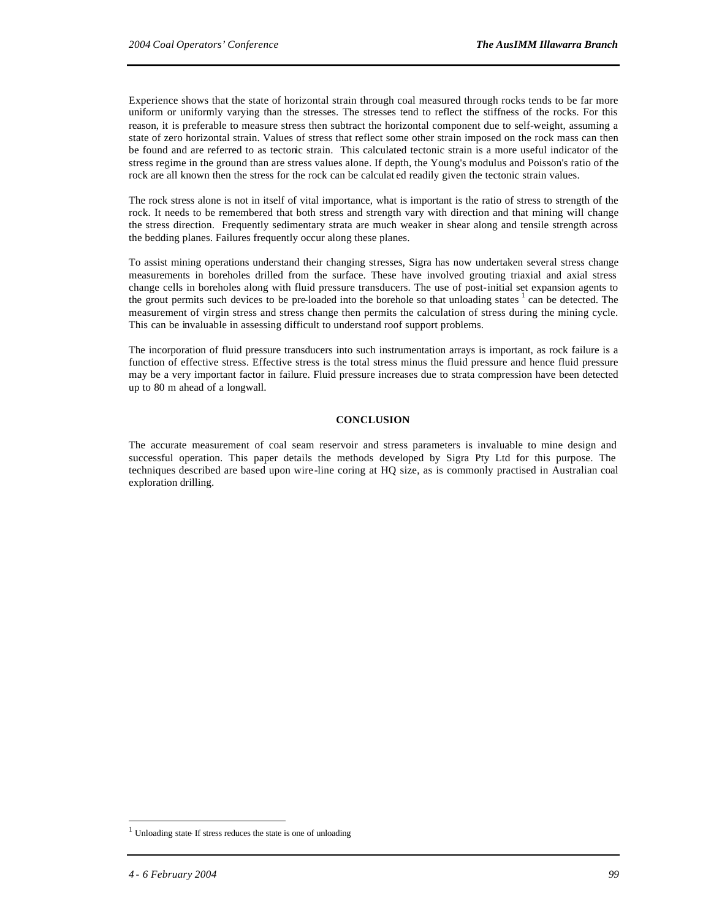Experience shows that the state of horizontal strain through coal measured through rocks tends to be far more uniform or uniformly varying than the stresses. The stresses tend to reflect the stiffness of the rocks. For this reason, it is preferable to measure stress then subtract the horizontal component due to self-weight, assuming a state of zero horizontal strain. Values of stress that reflect some other strain imposed on the rock mass can then be found and are referred to as tectonic strain. This calculated tectonic strain is a more useful indicator of the stress regime in the ground than are stress values alone. If depth, the Young's modulus and Poisson's ratio of the rock are all known then the stress for the rock can be calculated readily given the tectonic strain values.

The rock stress alone is not in itself of vital importance, what is important is the ratio of stress to strength of the rock. It needs to be remembered that both stress and strength vary with direction and that mining will change the stress direction. Frequently sedimentary strata are much weaker in shear along and tensile strength across the bedding planes. Failures frequently occur along these planes.

To assist mining operations understand their changing stresses, Sigra has now undertaken several stress change measurements in boreholes drilled from the surface. These have involved grouting triaxial and axial stress change cells in boreholes along with fluid pressure transducers. The use of post-initial set expansion agents to the grout permits such devices to be pre-loaded into the borehole so that unloading states [1] can be detected. The measurement of virgin stress and stress change then permits the calculation of stress during the mining cycle. This can be invaluable in assessing difficult to understand roof support problems.

The incorporation of fluid pressure transducers into such instrumentation arrays is important, as rock failure is a function of effective stress. Effective stress is the total stress minus the fluid pressure and hence fluid pressure may be a very important factor in failure. Fluid pressure increases due to strata compression have been detected up to 80 m ahead of a longwall.

## CONCLUSION

The accurate measurement of coal seam reservoir and stress parameters is invaluable to mine design and successful operation. This paper details the methods developed by Sigra Pty Ltd for this purpose. The techniques described are based upon wire-line coring at HQ size, as is commonly practised in Australian coal exploration drilling.

---

[1] Unloading state- If stress reduces the state is one of unloading